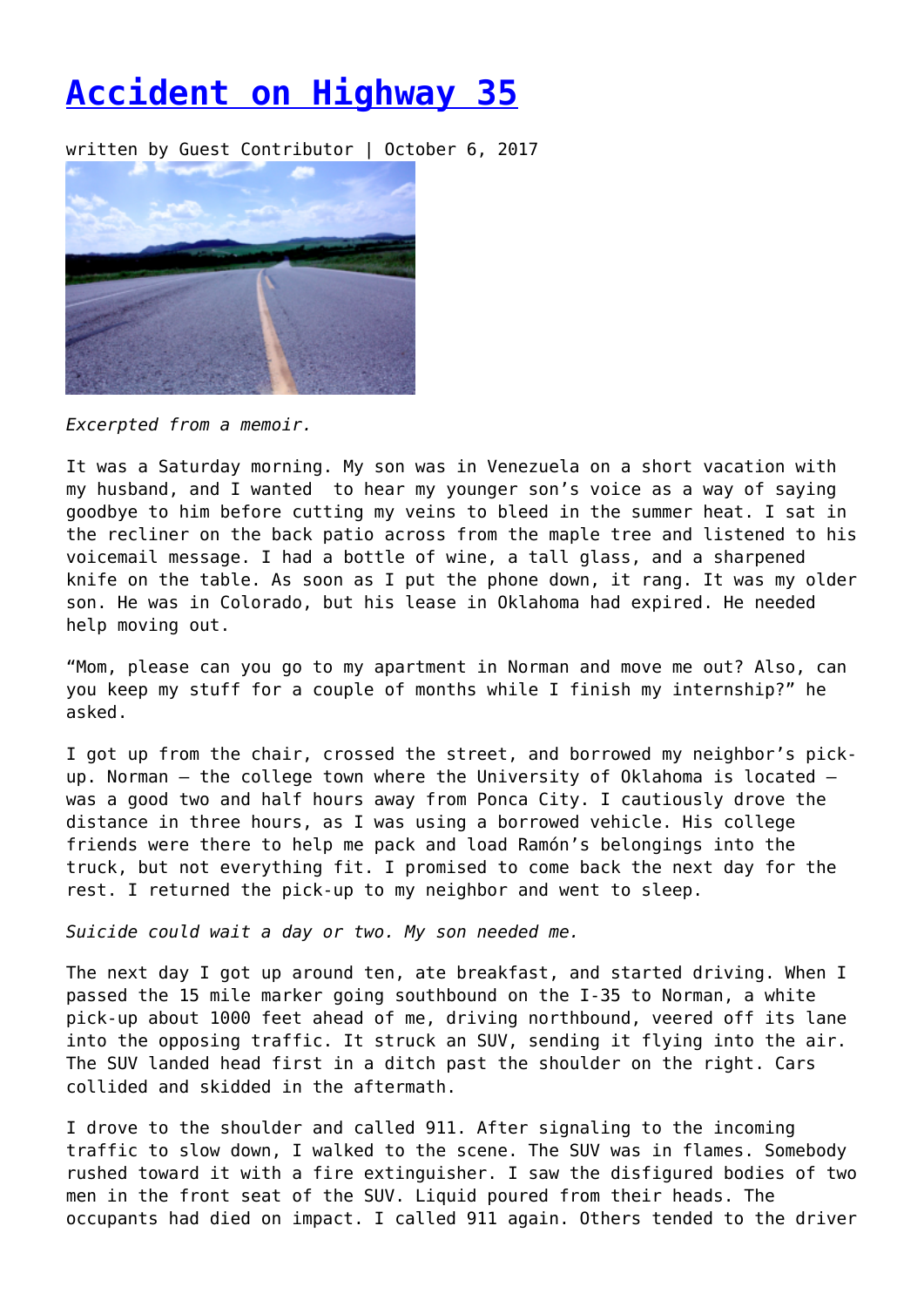# [Accident on Highway 35]()

written by Guest Contributor | October 6, 2017

*Excerpted from a memoir.*

It was a Saturday morning. My son was in Venezuela on a short vacation with my husband, and I wanted to hear my younger son's voice as a way of saying goodbye to him before cutting my veins to bleed in the summer heat. I sat in the recliner on the back patio across from the maple tree and listened to his voicemail message. I had a bottle of wine, a tall glass, and a sharpened knife on the table. As soon as I put the phone down, it rang. It was my older son. He was in Colorado, but his lease in Oklahoma had expired. He needed help moving out.

"Mom, please can you go to my apartment in Norman and move me out? Also, can you keep my stuff for a couple of months while I finish my internship?" he asked.

I got up from the chair, crossed the street, and borrowed my neighbor's pick-up. Norman – the college town where the University of Oklahoma is located – was a good two and half hours away from Ponca City. I cautiously drove the distance in three hours, as I was using a borrowed vehicle. His college friends were there to help me pack and load Ramón's belongings into the truck, but not everything fit. I promised to come back the next day for the rest. I returned the pick-up to my neighbor and went to sleep.

*Suicide could wait a day or two. My son needed me.*

The next day I got up around ten, ate breakfast, and started driving. When I passed the 15 mile marker going southbound on the I-35 to Norman, a white pick-up about 1000 feet ahead of me, driving northbound, veered off its lane into the opposing traffic. It struck an SUV, sending it flying into the air. The SUV landed head first in a ditch past the shoulder on the right. Cars collided and skidded in the aftermath.

I drove to the shoulder and called 911. After signaling to the incoming traffic to slow down, I walked to the scene. The SUV was in flames. Somebody rushed toward it with a fire extinguisher. I saw the disfigured bodies of two men in the front seat of the SUV. Liquid poured from their heads. The occupants had died on impact. I called 911 again. Others tended to the driver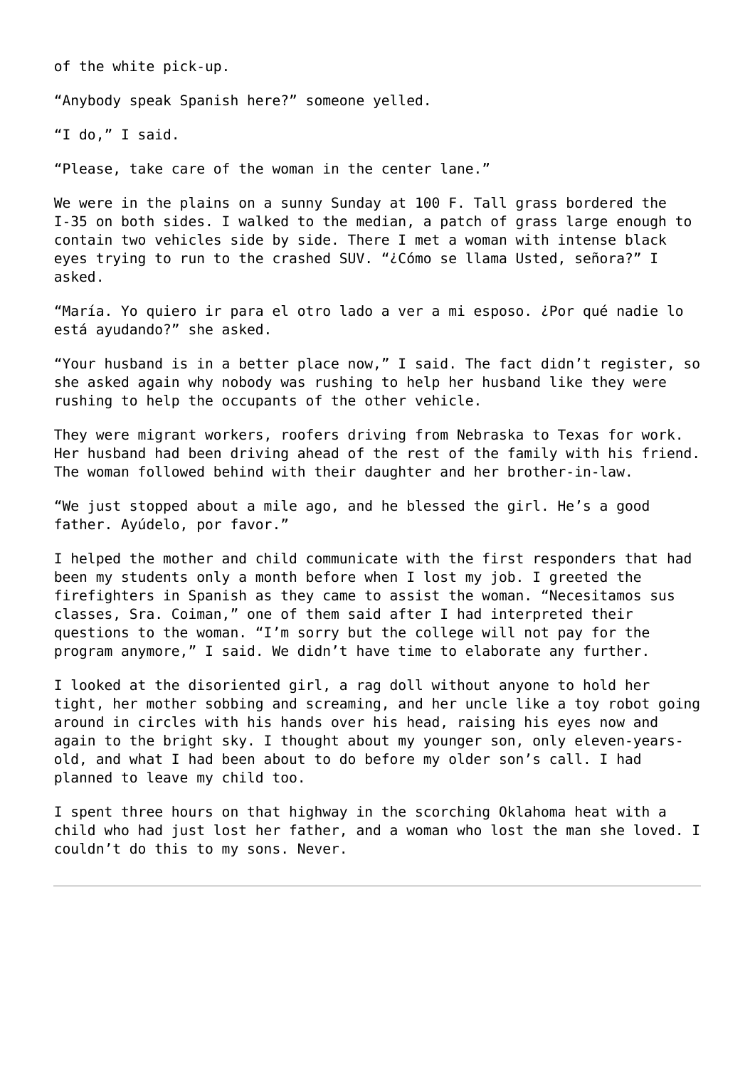of the white pick-up.

“Anybody speak Spanish here?” someone yelled.

“I do,” I said.

“Please, take care of the woman in the center lane.”

We were in the plains on a sunny Sunday at 100 F. Tall grass bordered the I-35 on both sides. I walked to the median, a patch of grass large enough to contain two vehicles side by side. There I met a woman with intense black eyes trying to run to the crashed SUV. “¿Cómo se llama Usted, señora?” I asked.

“María. Yo quiero ir para el otro lado a ver a mi esposo. ¿Por qué nadie lo está ayudando?” she asked.

“Your husband is in a better place now,” I said. The fact didn’t register, so she asked again why nobody was rushing to help her husband like they were rushing to help the occupants of the other vehicle.

They were migrant workers, roofers driving from Nebraska to Texas for work. Her husband had been driving ahead of the rest of the family with his friend. The woman followed behind with their daughter and her brother-in-law.

“We just stopped about a mile ago, and he blessed the girl. He’s a good father. Ayúdelo, por favor.”

I helped the mother and child communicate with the first responders that had been my students only a month before when I lost my job. I greeted the firefighters in Spanish as they came to assist the woman. “Necesitamos sus classes, Sra. Coiman,” one of them said after I had interpreted their questions to the woman. “I’m sorry but the college will not pay for the program anymore,” I said. We didn’t have time to elaborate any further.

I looked at the disoriented girl, a rag doll without anyone to hold her tight, her mother sobbing and screaming, and her uncle like a toy robot going around in circles with his hands over his head, raising his eyes now and again to the bright sky. I thought about my younger son, only eleven-years-old, and what I had been about to do before my older son’s call. I had planned to leave my child too.

I spent three hours on that highway in the scorching Oklahoma heat with a child who had just lost her father, and a woman who lost the man she loved. I couldn’t do this to my sons. Never.

---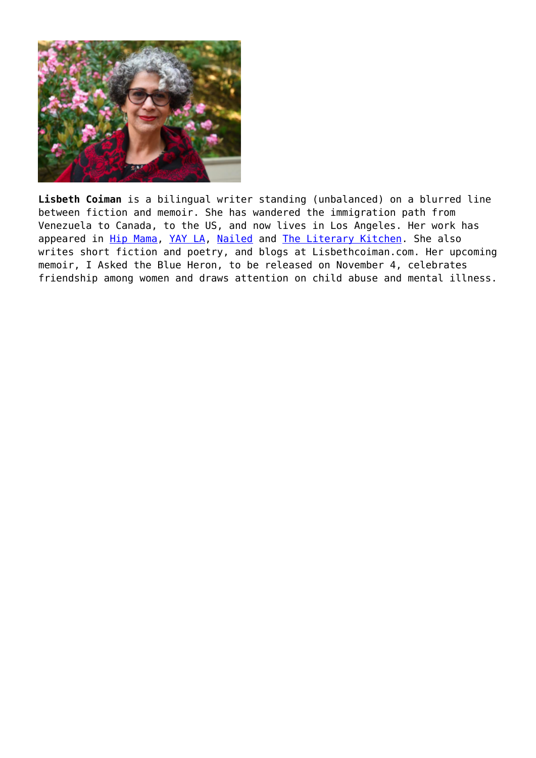**Lisbeth Coiman** is a bilingual writer standing (unbalanced) on a blurred line between fiction and memoir. She has wandered the immigration path from Venezuela to Canada, to the US, and now lives in Los Angeles. Her work has appeared in Hip Mama, YAY LA, Nailed and The Literary Kitchen. She also writes short fiction and poetry, and blogs at Lisbethcoiman.com. Her upcoming memoir, I Asked the Blue Heron, to be released on November 4, celebrates friendship among women and draws attention on child abuse and mental illness.